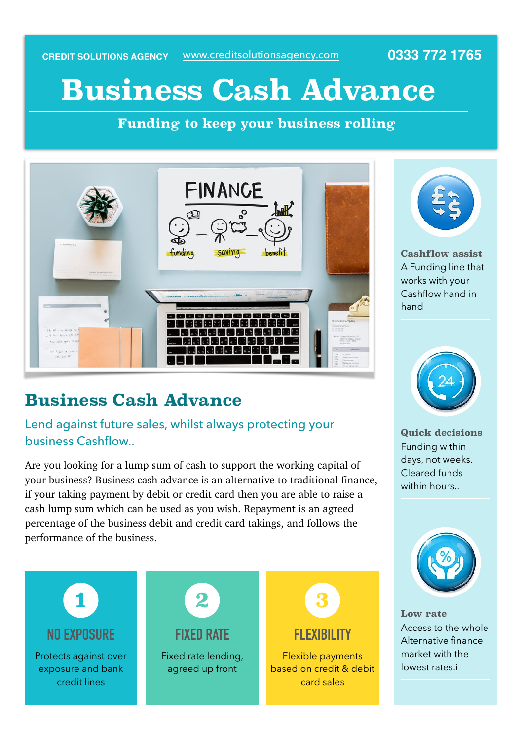CREDIT SOLUTIONS AGENCY www.creditsolutionsagency.com 0333 772 1765

# Business Cash Advance

**Funding to keep your business rolling**

## Business Cash Advance

Lend against future sales, whilst always protecting your business Cashflow..

Are you looking for a lump sum of cash to support the working capital of your business? Business cash advance is an alternative to traditional finance, if your taking payment by debit or credit card then you are able to raise a cash lump sum which can be used as you wish. Repayment is an agreed percentage of the business debit and credit card takings, and follows the performance of the business.

### 1 NO EXPOSURE

Protects against over exposure and bank credit lines

### 2 FIXED RATE

Fixed rate lending, agreed up front

### 3 FLEXIBILITY

Flexible payments based on credit & debit card sales

**Cashflow assist**
A Funding line that works with your Cashflow hand in hand

**Quick decisions**
Funding within days, not weeks. Cleared funds within hours..

**Low rate**
Access to the whole Alternative finance market with the lowest rates.i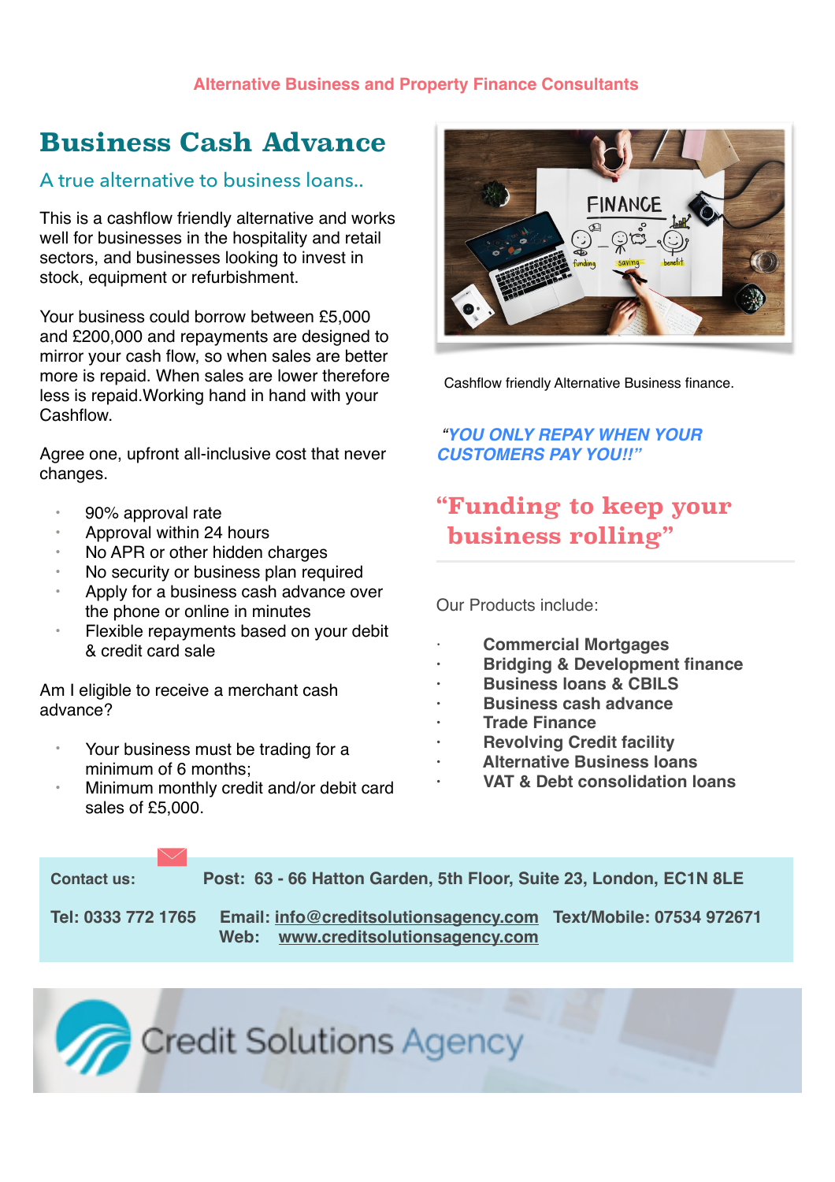Alternative Business and Property Finance Consultants

# Business Cash Advance

## A true alternative to business loans..

This is a cashflow friendly alternative and works well for businesses in the hospitality and retail sectors, and businesses looking to invest in stock, equipment or refurbishment.

Your business could borrow between £5,000 and £200,000 and repayments are designed to mirror your cash flow, so when sales are better more is repaid. When sales are lower therefore less is repaid.Working hand in hand with your Cashflow.

Agree one, upfront all-inclusive cost that never changes.

- 90% approval rate
- Approval within 24 hours
- No APR or other hidden charges
- No security or business plan required
- Apply for a business cash advance over the phone or online in minutes
- Flexible repayments based on your debit & credit card sale

Am I eligible to receive a merchant cash advance?

- Your business must be trading for a minimum of 6 months;
- Minimum monthly credit and/or debit card sales of £5,000.

Cashflow friendly Alternative Business finance.

***"YOU ONLY REPAY WHEN YOUR CUSTOMERS PAY YOU!!"***

## "Funding to keep your business rolling"

Our Products include:

- **Commercial Mortgages**
- **Bridging & Development finance**
- **Business loans & CBILS**
- **Business cash advance**
- **Trade Finance**
- **Revolving Credit facility**
- **Alternative Business loans**
- **VAT & Debt consolidation loans**

**Contact us:** **Post: 63 - 66 Hatton Garden, 5th Floor, Suite 23, London, EC1N 8LE**

**Tel: 0333 772 1765** **Email: info@creditsolutionsagency.com** **Text/Mobile: 07534 972671**
**Web: www.creditsolutionsagency.com**

Credit Solutions Agency